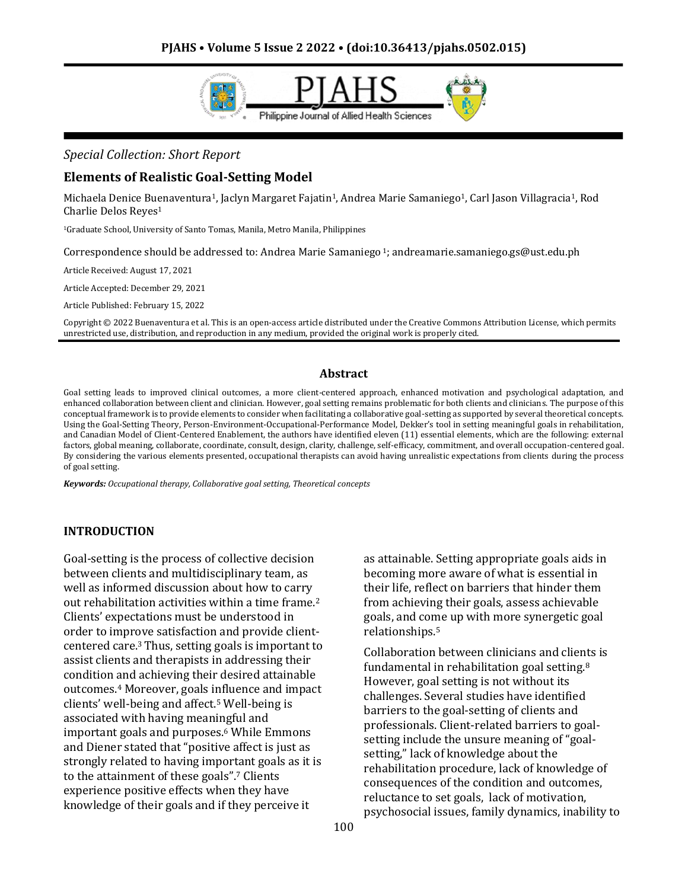*Special Collection: Short Report*

# Elements of Realistic Goal-Setting Model

Michaela Denice Buenaventura[1], Jaclyn Margaret Fajatin[1], Andrea Marie Samaniego[1], Carl Jason Villagracia[1], Rod Charlie Delos Reyes[1]

[1]Graduate School, University of Santo Tomas, Manila, Metro Manila, Philippines

Correspondence should be addressed to: Andrea Marie Samaniego [1]; andreamarie.samaniego.gs@ust.edu.ph

Article Received: August 17, 2021

Article Accepted: December 29, 2021

Article Published: February 15, 2022

Copyright © 2022 Buenaventura et al. This is an open-access article distributed under the Creative Commons Attribution License, which permits unrestricted use, distribution, and reproduction in any medium, provided the original work is properly cited.

## Abstract

Goal setting leads to improved clinical outcomes, a more client-centered approach, enhanced motivation and psychological adaptation, and enhanced collaboration between client and clinician. However, goal setting remains problematic for both clients and clinicians. The purpose of this conceptual framework is to provide elements to consider when facilitating a collaborative goal-setting as supported by several theoretical concepts. Using the Goal-Setting Theory, Person-Environment-Occupational-Performance Model, Dekker's tool in setting meaningful goals in rehabilitation, and Canadian Model of Client-Centered Enablement, the authors have identified eleven (11) essential elements, which are the following: external factors, global meaning, collaborate, coordinate, consult, design, clarity, challenge, self-efficacy, commitment, and overall occupation-centered goal. By considering the various elements presented, occupational therapists can avoid having unrealistic expectations from clients during the process of goal setting.

***Keywords:*** *Occupational therapy, Collaborative goal setting, Theoretical concepts*

## INTRODUCTION

Goal-setting is the process of collective decision between clients and multidisciplinary team, as well as informed discussion about how to carry out rehabilitation activities within a time frame.[2] Clients' expectations must be understood in order to improve satisfaction and provide client-centered care.[3] Thus, setting goals is important to assist clients and therapists in addressing their condition and achieving their desired attainable outcomes.[4] Moreover, goals influence and impact clients' well-being and affect.[5] Well-being is associated with having meaningful and important goals and purposes.[6] While Emmons and Diener stated that "positive affect is just as strongly related to having important goals as it is to the attainment of these goals".[7] Clients experience positive effects when they have knowledge of their goals and if they perceive it as attainable. Setting appropriate goals aids in becoming more aware of what is essential in their life, reflect on barriers that hinder them from achieving their goals, assess achievable goals, and come up with more synergetic goal relationships.[5]

Collaboration between clinicians and clients is fundamental in rehabilitation goal setting.[8] However, goal setting is not without its challenges. Several studies have identified barriers to the goal-setting of clients and professionals. Client-related barriers to goal-setting include the unsure meaning of "goal-setting," lack of knowledge about the rehabilitation procedure, lack of knowledge of consequences of the condition and outcomes, reluctance to set goals, lack of motivation, psychosocial issues, family dynamics, inability to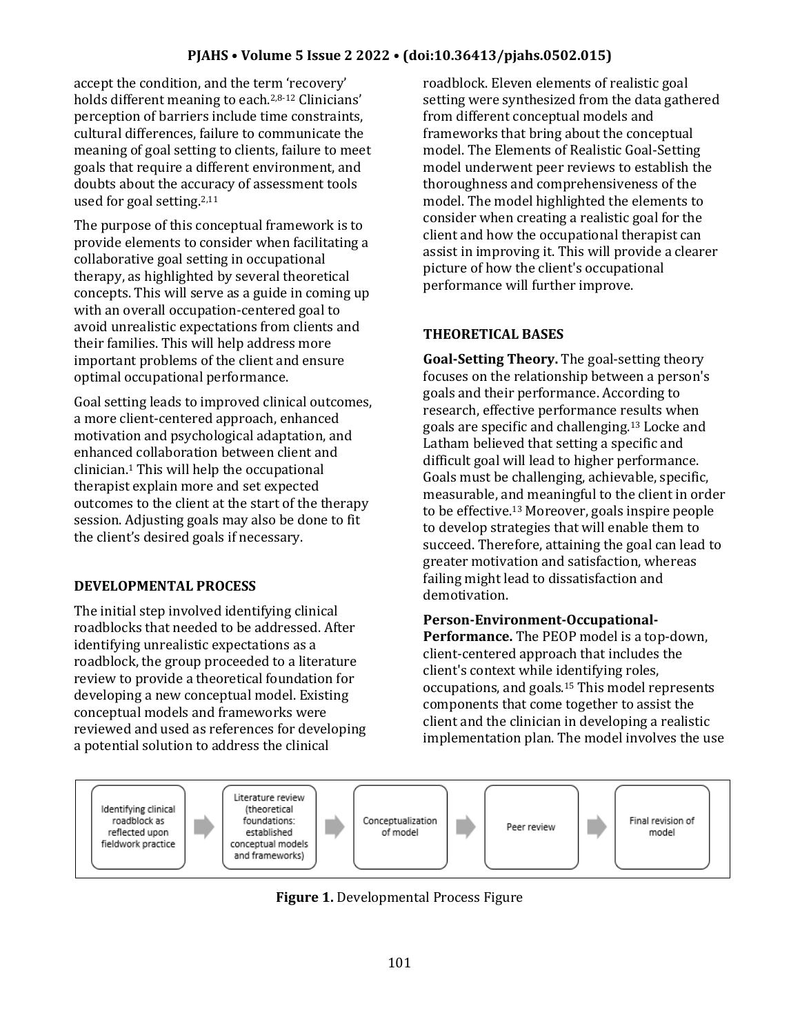accept the condition, and the term 'recovery' holds different meaning to each.[2,8-12] Clinicians' perception of barriers include time constraints, cultural differences, failure to communicate the meaning of goal setting to clients, failure to meet goals that require a different environment, and doubts about the accuracy of assessment tools used for goal setting.[2,11]

The purpose of this conceptual framework is to provide elements to consider when facilitating a collaborative goal setting in occupational therapy, as highlighted by several theoretical concepts. This will serve as a guide in coming up with an overall occupation-centered goal to avoid unrealistic expectations from clients and their families. This will help address more important problems of the client and ensure optimal occupational performance.

Goal setting leads to improved clinical outcomes, a more client-centered approach, enhanced motivation and psychological adaptation, and enhanced collaboration between client and clinician.[1] This will help the occupational therapist explain more and set expected outcomes to the client at the start of the therapy session. Adjusting goals may also be done to fit the client's desired goals if necessary.

## DEVELOPMENTAL PROCESS

The initial step involved identifying clinical roadblocks that needed to be addressed. After identifying unrealistic expectations as a roadblock, the group proceeded to a literature review to provide a theoretical foundation for developing a new conceptual model. Existing conceptual models and frameworks were reviewed and used as references for developing a potential solution to address the clinical roadblock. Eleven elements of realistic goal setting were synthesized from the data gathered from different conceptual models and frameworks that bring about the conceptual model. The Elements of Realistic Goal-Setting model underwent peer reviews to establish the thoroughness and comprehensiveness of the model. The model highlighted the elements to consider when creating a realistic goal for the client and how the occupational therapist can assist in improving it. This will provide a clearer picture of how the client's occupational performance will further improve.

Identifying clinical roadblock as reflected upon fieldwork practice → Literature review (theoretical foundations: established conceptual models and frameworks) → Conceptualization of model → Peer review → Final revision of model

**Figure 1.** Developmental Process Figure

## THEORETICAL BASES

**Goal-Setting Theory.** The goal-setting theory focuses on the relationship between a person's goals and their performance. According to research, effective performance results when goals are specific and challenging.[13] Locke and Latham believed that setting a specific and difficult goal will lead to higher performance. Goals must be challenging, achievable, specific, measurable, and meaningful to the client in order to be effective.[13] Moreover, goals inspire people to develop strategies that will enable them to succeed. Therefore, attaining the goal can lead to greater motivation and satisfaction, whereas failing might lead to dissatisfaction and demotivation.

**Person-Environment-Occupational-Performance.** The PEOP model is a top-down, client-centered approach that includes the client's context while identifying roles, occupations, and goals.[15] This model represents components that come together to assist the client and the clinician in developing a realistic implementation plan. The model involves the use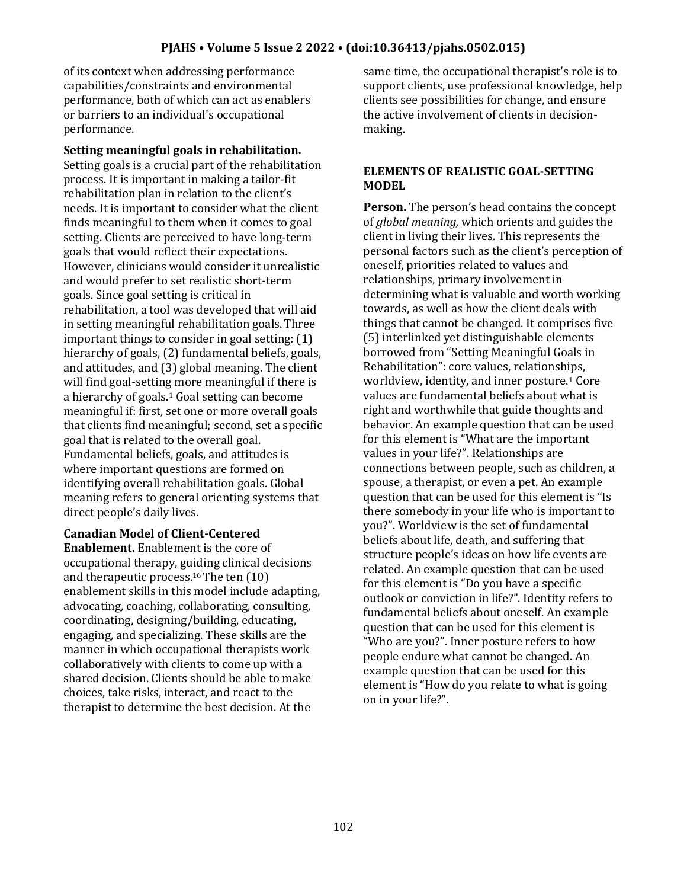of its context when addressing performance capabilities/constraints and environmental performance, both of which can act as enablers or barriers to an individual's occupational performance.

**Setting meaningful goals in rehabilitation.** Setting goals is a crucial part of the rehabilitation process. It is important in making a tailor-fit rehabilitation plan in relation to the client's needs. It is important to consider what the client finds meaningful to them when it comes to goal setting. Clients are perceived to have long-term goals that would reflect their expectations. However, clinicians would consider it unrealistic and would prefer to set realistic short-term goals. Since goal setting is critical in rehabilitation, a tool was developed that will aid in setting meaningful rehabilitation goals. Three important things to consider in goal setting: (1) hierarchy of goals, (2) fundamental beliefs, goals, and attitudes, and (3) global meaning. The client will find goal-setting more meaningful if there is a hierarchy of goals.[1] Goal setting can become meaningful if: first, set one or more overall goals that clients find meaningful; second, set a specific goal that is related to the overall goal. Fundamental beliefs, goals, and attitudes is where important questions are formed on identifying overall rehabilitation goals. Global meaning refers to general orienting systems that direct people's daily lives.

**Canadian Model of Client-Centered Enablement.** Enablement is the core of occupational therapy, guiding clinical decisions and therapeutic process.[16] The ten (10) enablement skills in this model include adapting, advocating, coaching, collaborating, consulting, coordinating, designing/building, educating, engaging, and specializing. These skills are the manner in which occupational therapists work collaboratively with clients to come up with a shared decision. Clients should be able to make choices, take risks, interact, and react to the therapist to determine the best decision. At the same time, the occupational therapist's role is to support clients, use professional knowledge, help clients see possibilities for change, and ensure the active involvement of clients in decision-making.

## ELEMENTS OF REALISTIC GOAL-SETTING MODEL

**Person.** The person's head contains the concept of *global meaning,* which orients and guides the client in living their lives. This represents the personal factors such as the client's perception of oneself, priorities related to values and relationships, primary involvement in determining what is valuable and worth working towards, as well as how the client deals with things that cannot be changed. It comprises five (5) interlinked yet distinguishable elements borrowed from "Setting Meaningful Goals in Rehabilitation": core values, relationships, worldview, identity, and inner posture.[1] Core values are fundamental beliefs about what is right and worthwhile that guide thoughts and behavior. An example question that can be used for this element is "What are the important values in your life?". Relationships are connections between people, such as children, a spouse, a therapist, or even a pet. An example question that can be used for this element is "Is there somebody in your life who is important to you?". Worldview is the set of fundamental beliefs about life, death, and suffering that structure people's ideas on how life events are related. An example question that can be used for this element is "Do you have a specific outlook or conviction in life?". Identity refers to fundamental beliefs about oneself. An example question that can be used for this element is "Who are you?". Inner posture refers to how people endure what cannot be changed. An example question that can be used for this element is "How do you relate to what is going on in your life?".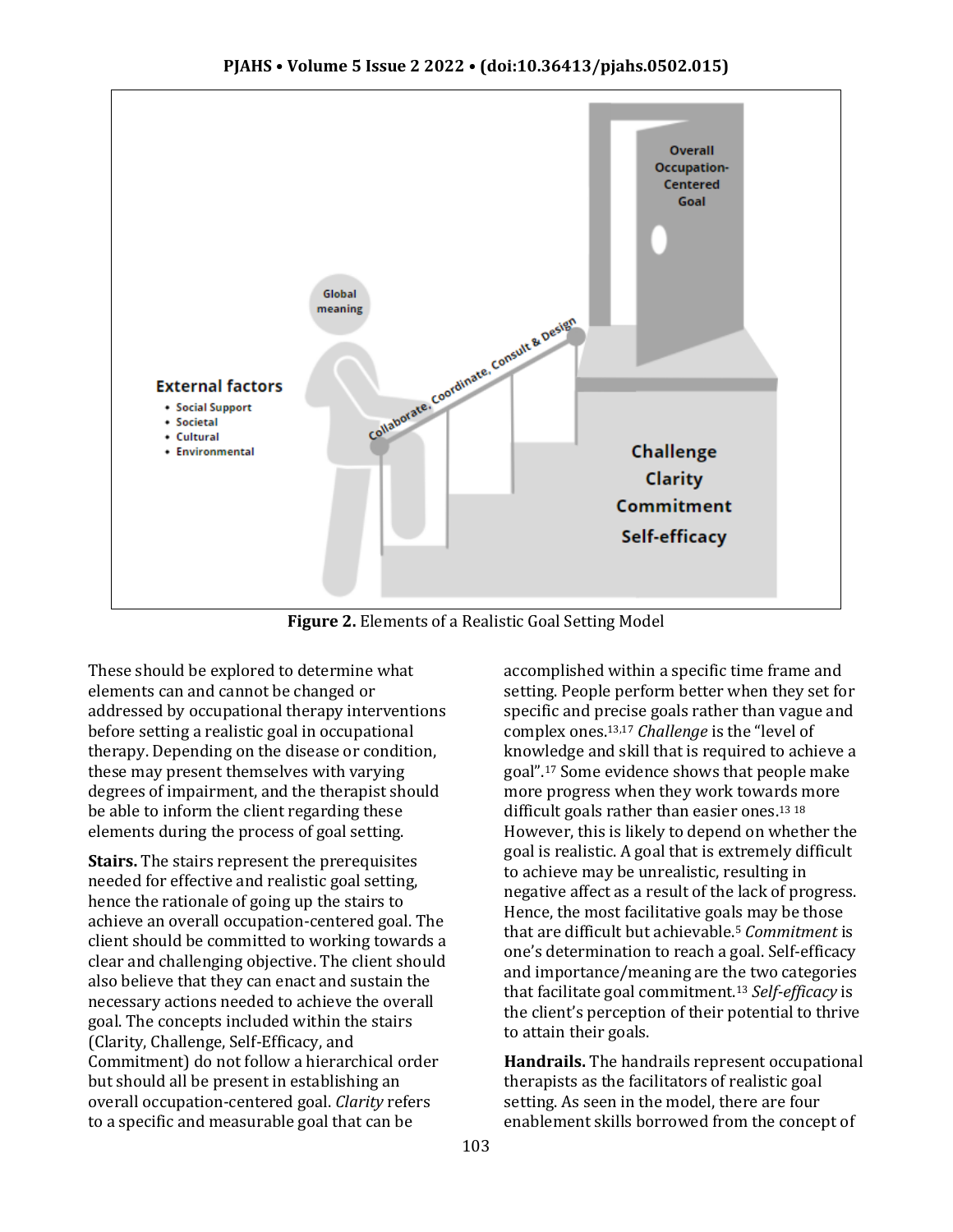**Figure 2.** Elements of a Realistic Goal Setting Model

These should be explored to determine what elements can and cannot be changed or addressed by occupational therapy interventions before setting a realistic goal in occupational therapy. Depending on the disease or condition, these may present themselves with varying degrees of impairment, and the therapist should be able to inform the client regarding these elements during the process of goal setting.

**Stairs.** The stairs represent the prerequisites needed for effective and realistic goal setting, hence the rationale of going up the stairs to achieve an overall occupation-centered goal. The client should be committed to working towards a clear and challenging objective. The client should also believe that they can enact and sustain the necessary actions needed to achieve the overall goal. The concepts included within the stairs (Clarity, Challenge, Self-Efficacy, and Commitment) do not follow a hierarchical order but should all be present in establishing an overall occupation-centered goal. *Clarity* refers to a specific and measurable goal that can be accomplished within a specific time frame and setting. People perform better when they set for specific and precise goals rather than vague and complex ones.[13,17] *Challenge* is the "level of knowledge and skill that is required to achieve a goal".[17] Some evidence shows that people make more progress when they work towards more difficult goals rather than easier ones.[13 18] However, this is likely to depend on whether the goal is realistic. A goal that is extremely difficult to achieve may be unrealistic, resulting in negative affect as a result of the lack of progress. Hence, the most facilitative goals may be those that are difficult but achievable.[5] *Commitment* is one's determination to reach a goal. Self-efficacy and importance/meaning are the two categories that facilitate goal commitment.[13] *Self-efficacy* is the client's perception of their potential to thrive to attain their goals.

**Handrails.** The handrails represent occupational therapists as the facilitators of realistic goal setting. As seen in the model, there are four enablement skills borrowed from the concept of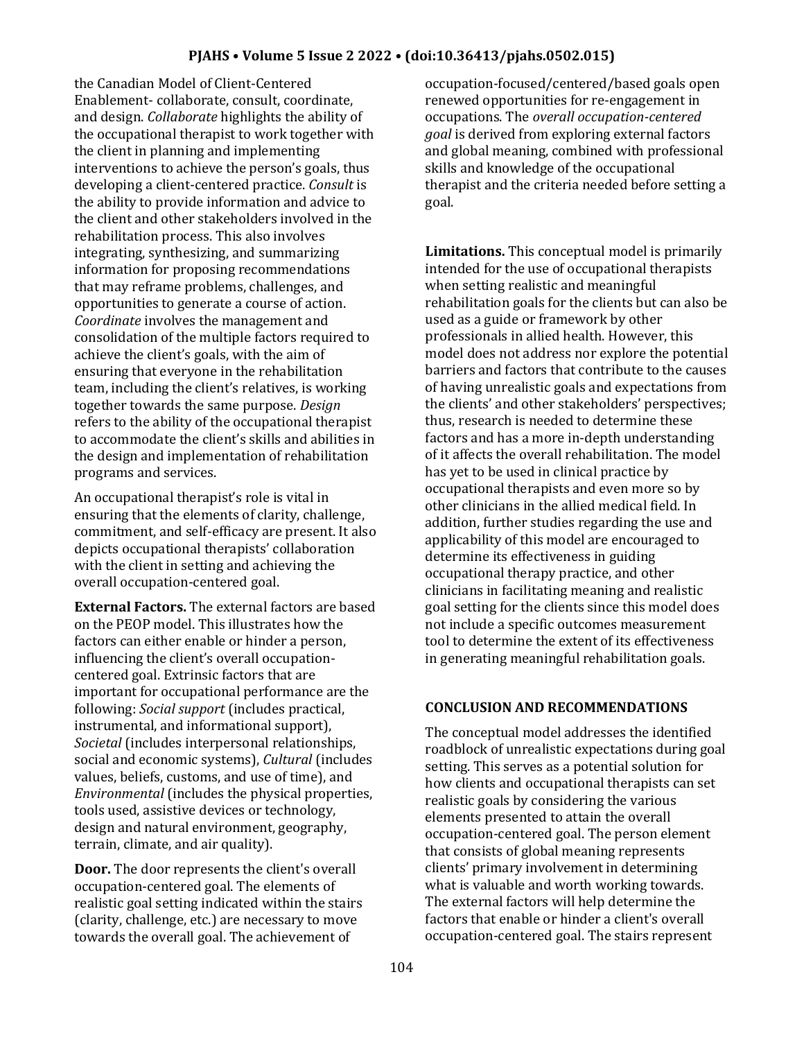the Canadian Model of Client-Centered Enablement- collaborate, consult, coordinate, and design. *Collaborate* highlights the ability of the occupational therapist to work together with the client in planning and implementing interventions to achieve the person's goals, thus developing a client-centered practice. *Consult* is the ability to provide information and advice to the client and other stakeholders involved in the rehabilitation process. This also involves integrating, synthesizing, and summarizing information for proposing recommendations that may reframe problems, challenges, and opportunities to generate a course of action. *Coordinate* involves the management and consolidation of the multiple factors required to achieve the client's goals, with the aim of ensuring that everyone in the rehabilitation team, including the client's relatives, is working together towards the same purpose. *Design* refers to the ability of the occupational therapist to accommodate the client's skills and abilities in the design and implementation of rehabilitation programs and services.

An occupational therapist's role is vital in ensuring that the elements of clarity, challenge, commitment, and self-efficacy are present. It also depicts occupational therapists' collaboration with the client in setting and achieving the overall occupation-centered goal.

**External Factors.** The external factors are based on the PEOP model. This illustrates how the factors can either enable or hinder a person, influencing the client's overall occupation-centered goal. Extrinsic factors that are important for occupational performance are the following: *Social support* (includes practical, instrumental, and informational support), *Societal* (includes interpersonal relationships, social and economic systems), *Cultural* (includes values, beliefs, customs, and use of time), and *Environmental* (includes the physical properties, tools used, assistive devices or technology, design and natural environment, geography, terrain, climate, and air quality).

**Door.** The door represents the client's overall occupation-centered goal. The elements of realistic goal setting indicated within the stairs (clarity, challenge, etc.) are necessary to move towards the overall goal. The achievement of occupation-focused/centered/based goals open renewed opportunities for re-engagement in occupations. The *overall occupation-centered goal* is derived from exploring external factors and global meaning, combined with professional skills and knowledge of the occupational therapist and the criteria needed before setting a goal.

**Limitations.** This conceptual model is primarily intended for the use of occupational therapists when setting realistic and meaningful rehabilitation goals for the clients but can also be used as a guide or framework by other professionals in allied health. However, this model does not address nor explore the potential barriers and factors that contribute to the causes of having unrealistic goals and expectations from the clients' and other stakeholders' perspectives; thus, research is needed to determine these factors and has a more in-depth understanding of it affects the overall rehabilitation. The model has yet to be used in clinical practice by occupational therapists and even more so by other clinicians in the allied medical field. In addition, further studies regarding the use and applicability of this model are encouraged to determine its effectiveness in guiding occupational therapy practice, and other clinicians in facilitating meaning and realistic goal setting for the clients since this model does not include a specific outcomes measurement tool to determine the extent of its effectiveness in generating meaningful rehabilitation goals.

## CONCLUSION AND RECOMMENDATIONS

The conceptual model addresses the identified roadblock of unrealistic expectations during goal setting. This serves as a potential solution for how clients and occupational therapists can set realistic goals by considering the various elements presented to attain the overall occupation-centered goal. The person element that consists of global meaning represents clients' primary involvement in determining what is valuable and worth working towards. The external factors will help determine the factors that enable or hinder a client's overall occupation-centered goal. The stairs represent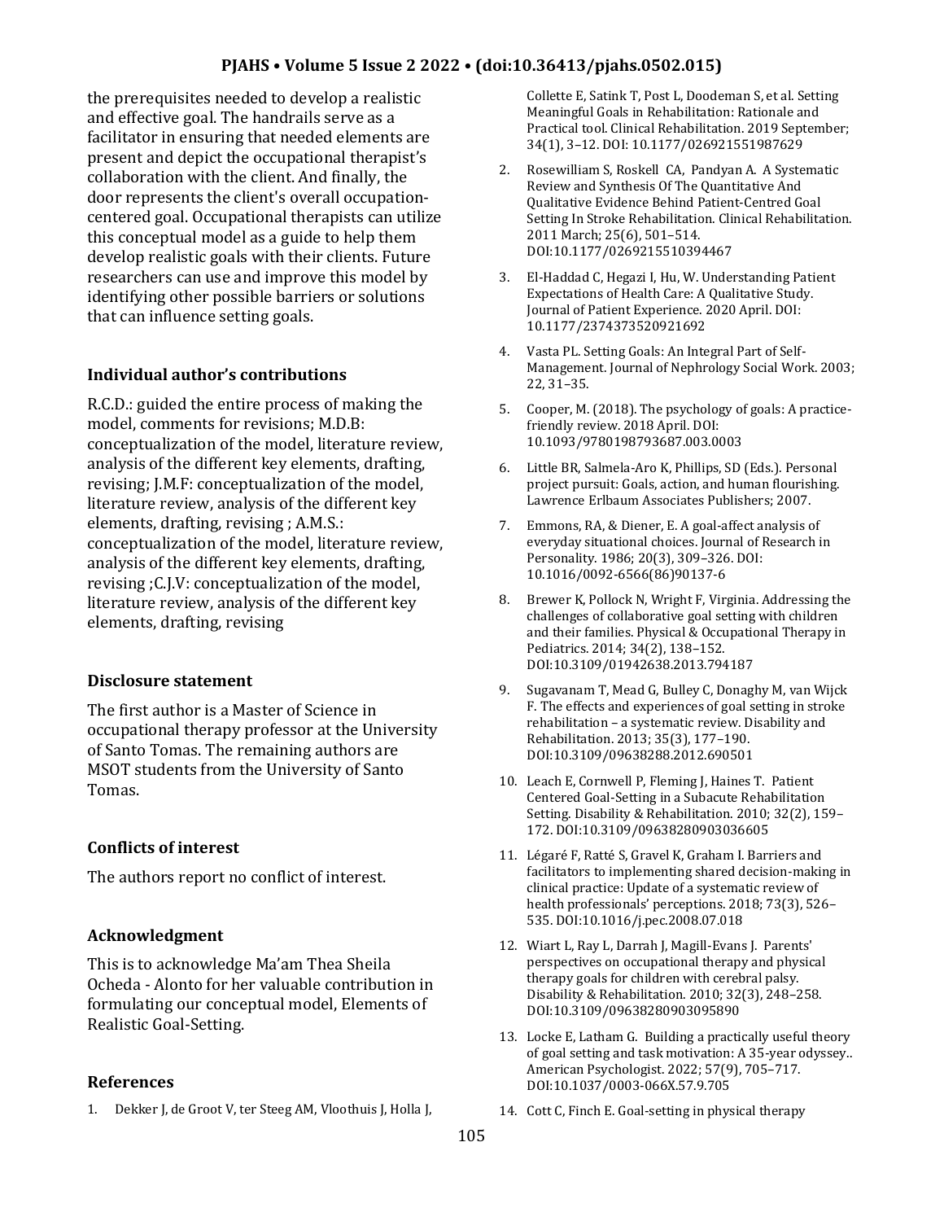the prerequisites needed to develop a realistic and effective goal. The handrails serve as a facilitator in ensuring that needed elements are present and depict the occupational therapist's collaboration with the client. And finally, the door represents the client's overall occupation-centered goal. Occupational therapists can utilize this conceptual model as a guide to help them develop realistic goals with their clients. Future researchers can use and improve this model by identifying other possible barriers or solutions that can influence setting goals.

### Individual author's contributions

R.C.D.: guided the entire process of making the model, comments for revisions; M.D.B: conceptualization of the model, literature review, analysis of the different key elements, drafting, revising; J.M.F: conceptualization of the model, literature review, analysis of the different key elements, drafting, revising ; A.M.S.: conceptualization of the model, literature review, analysis of the different key elements, drafting, revising ;C.J.V: conceptualization of the model, literature review, analysis of the different key elements, drafting, revising

### Disclosure statement

The first author is a Master of Science in occupational therapy professor at the University of Santo Tomas. The remaining authors are MSOT students from the University of Santo Tomas.

### Conflicts of interest

The authors report no conflict of interest.

### Acknowledgment

This is to acknowledge Ma'am Thea Sheila Ocheda - Alonto for her valuable contribution in formulating our conceptual model, Elements of Realistic Goal-Setting.

### References

1. Dekker J, de Groot V, ter Steeg AM, Vloothuis J, Holla J, Collette E, Satink T, Post L, Doodeman S, et al. Setting Meaningful Goals in Rehabilitation: Rationale and Practical tool. Clinical Rehabilitation. 2019 September; 34(1), 3–12. DOI: 10.1177/026921551987629
2. Rosewilliam S, Roskell CA, Pandyan A. A Systematic Review and Synthesis Of The Quantitative And Qualitative Evidence Behind Patient-Centred Goal Setting In Stroke Rehabilitation. Clinical Rehabilitation. 2011 March; 25(6), 501–514. DOI:10.1177/0269215510394467
3. El-Haddad C, Hegazi I, Hu, W. Understanding Patient Expectations of Health Care: A Qualitative Study. Journal of Patient Experience. 2020 April. DOI: 10.1177/2374373520921692
4. Vasta PL. Setting Goals: An Integral Part of Self-Management. Journal of Nephrology Social Work. 2003; 22, 31–35.
5. Cooper, M. (2018). The psychology of goals: A practice-friendly review. 2018 April. DOI: 10.1093/9780198793687.003.0003
6. Little BR, Salmela-Aro K, Phillips, SD (Eds.). Personal project pursuit: Goals, action, and human flourishing. Lawrence Erlbaum Associates Publishers; 2007.
7. Emmons, RA, & Diener, E. A goal-affect analysis of everyday situational choices. Journal of Research in Personality. 1986; 20(3), 309–326. DOI: 10.1016/0092-6566(86)90137-6
8. Brewer K, Pollock N, Wright F, Virginia. Addressing the challenges of collaborative goal setting with children and their families. Physical & Occupational Therapy in Pediatrics. 2014; 34(2), 138–152. DOI:10.3109/01942638.2013.794187
9. Sugavanam T, Mead G, Bulley C, Donaghy M, van Wijck F. The effects and experiences of goal setting in stroke rehabilitation – a systematic review. Disability and Rehabilitation. 2013; 35(3), 177–190. DOI:10.3109/09638288.2012.690501
10. Leach E, Cornwell P, Fleming J, Haines T. Patient Centered Goal-Setting in a Subacute Rehabilitation Setting. Disability & Rehabilitation. 2010; 32(2), 159–172. DOI:10.3109/09638280903036605
11. Légaré F, Ratté S, Gravel K, Graham I. Barriers and facilitators to implementing shared decision-making in clinical practice: Update of a systematic review of health professionals' perceptions. 2018; 73(3), 526–535. DOI:10.1016/j.pec.2008.07.018
12. Wiart L, Ray L, Darrah J, Magill-Evans J. Parents' perspectives on occupational therapy and physical therapy goals for children with cerebral palsy. Disability & Rehabilitation. 2010; 32(3), 248–258. DOI:10.3109/09638280903095890
13. Locke E, Latham G. Building a practically useful theory of goal setting and task motivation: A 35-year odyssey.. American Psychologist. 2022; 57(9), 705–717. DOI:10.1037/0003-066X.57.9.705
14. Cott C, Finch E. Goal-setting in physical therapy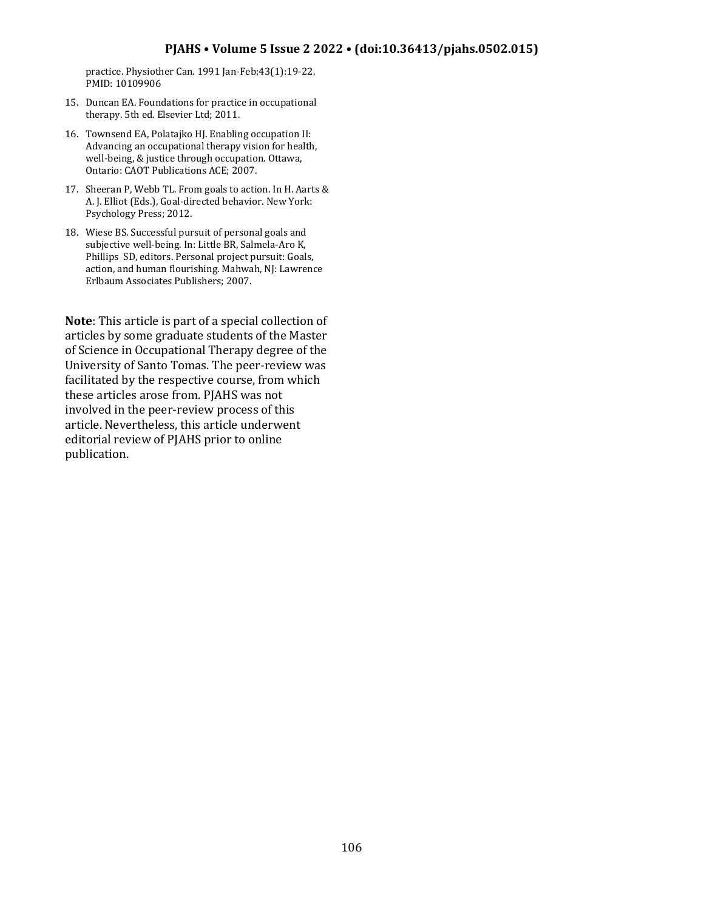practice. Physiother Can. 1991 Jan-Feb;43(1):19-22. PMID: 10109906

15. Duncan EA. Foundations for practice in occupational therapy. 5th ed. Elsevier Ltd; 2011.
16. Townsend EA, Polatajko HJ. Enabling occupation II: Advancing an occupational therapy vision for health, well-being, & justice through occupation. Ottawa, Ontario: CAOT Publications ACE; 2007.
17. Sheeran P, Webb TL. From goals to action. In H. Aarts & A. J. Elliot (Eds.), Goal-directed behavior. New York: Psychology Press; 2012.
18. Wiese BS. Successful pursuit of personal goals and subjective well-being. In: Little BR, Salmela-Aro K, Phillips SD, editors. Personal project pursuit: Goals, action, and human flourishing. Mahwah, NJ: Lawrence Erlbaum Associates Publishers; 2007.

**Note**: This article is part of a special collection of articles by some graduate students of the Master of Science in Occupational Therapy degree of the University of Santo Tomas. The peer-review was facilitated by the respective course, from which these articles arose from. PJAHS was not involved in the peer-review process of this article. Nevertheless, this article underwent editorial review of PJAHS prior to online publication.